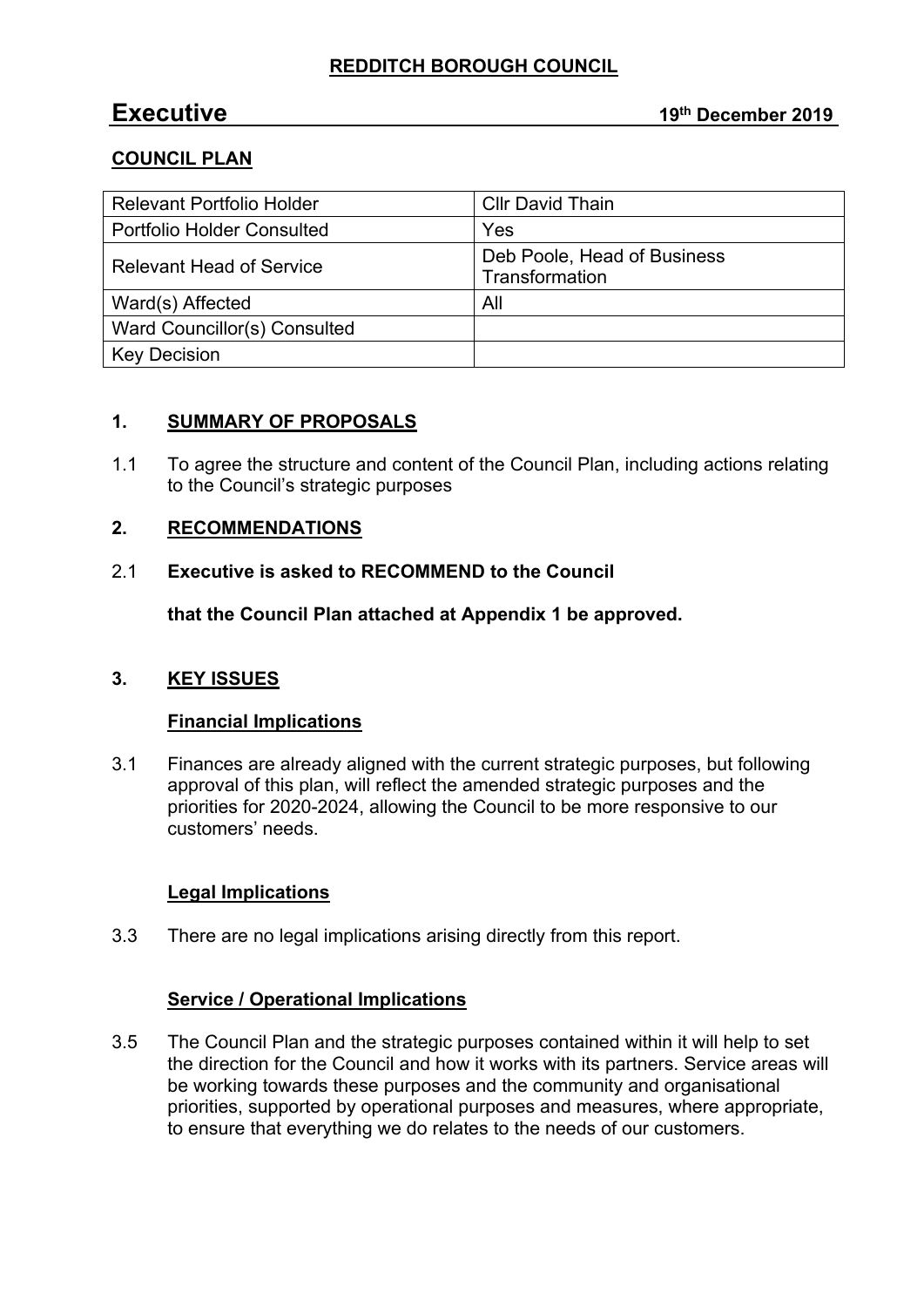**REDDITCH BOROUGH COUNCIL**

# Executive

**19th December 2019**

## COUNCIL PLAN

| Relevant Portfolio Holder | Cllr David Thain |
|---|---|
| Portfolio Holder Consulted | Yes |
| Relevant Head of Service | Deb Poole, Head of Business Transformation |
| Ward(s) Affected | All |
| Ward Councillor(s) Consulted | |
| Key Decision | |

## 1. SUMMARY OF PROPOSALS

1.1 To agree the structure and content of the Council Plan, including actions relating to the Council's strategic purposes

## 2. RECOMMENDATIONS

2.1 **Executive is asked to RECOMMEND to the Council**

**that the Council Plan attached at Appendix 1 be approved.**

## 3. KEY ISSUES

### Financial Implications

3.1 Finances are already aligned with the current strategic purposes, but following approval of this plan, will reflect the amended strategic purposes and the priorities for 2020-2024, allowing the Council to be more responsive to our customers' needs.

### Legal Implications

3.3 There are no legal implications arising directly from this report.

### Service / Operational Implications

3.5 The Council Plan and the strategic purposes contained within it will help to set the direction for the Council and how it works with its partners. Service areas will be working towards these purposes and the community and organisational priorities, supported by operational purposes and measures, where appropriate, to ensure that everything we do relates to the needs of our customers.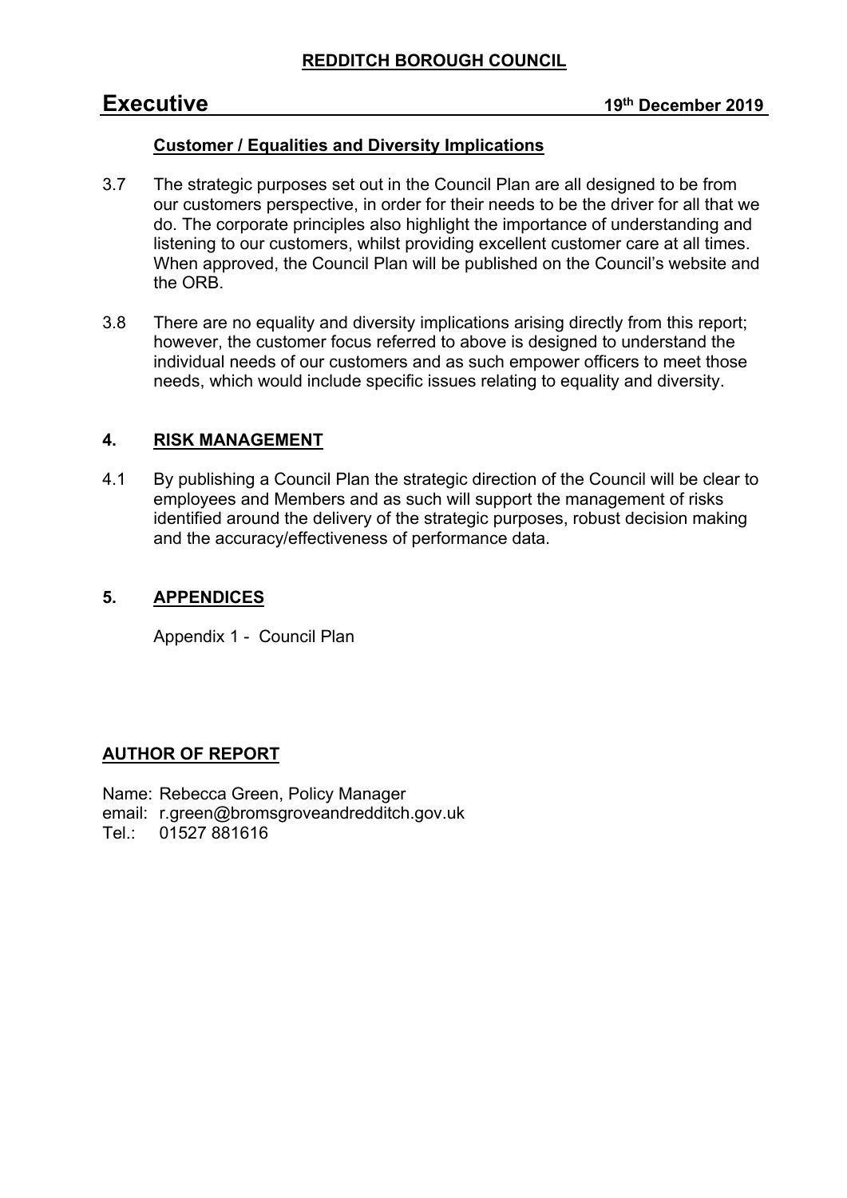#### Customer / Equalities and Diversity Implications

3.7 The strategic purposes set out in the Council Plan are all designed to be from our customers perspective, in order for their needs to be the driver for all that we do. The corporate principles also highlight the importance of understanding and listening to our customers, whilst providing excellent customer care at all times. When approved, the Council Plan will be published on the Council's website and the ORB.

3.8 There are no equality and diversity implications arising directly from this report; however, the customer focus referred to above is designed to understand the individual needs of our customers and as such empower officers to meet those needs, which would include specific issues relating to equality and diversity.

## 4. RISK MANAGEMENT

4.1 By publishing a Council Plan the strategic direction of the Council will be clear to employees and Members and as such will support the management of risks identified around the delivery of the strategic purposes, robust decision making and the accuracy/effectiveness of performance data.

## 5. APPENDICES

Appendix 1 - Council Plan

## AUTHOR OF REPORT

Name: Rebecca Green, Policy Manager
email: r.green@bromsgroveandredditch.gov.uk
Tel.: 01527 881616